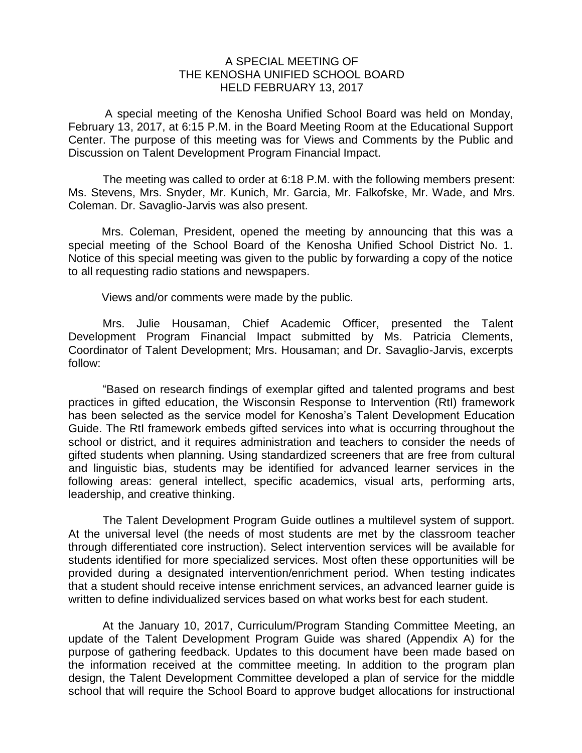# A SPECIAL MEETING OF THE KENOSHA UNIFIED SCHOOL BOARD HELD FEBRUARY 13, 2017

A special meeting of the Kenosha Unified School Board was held on Monday, February 13, 2017, at 6:15 P.M. in the Board Meeting Room at the Educational Support Center. The purpose of this meeting was for Views and Comments by the Public and Discussion on Talent Development Program Financial Impact.

The meeting was called to order at 6:18 P.M. with the following members present: Ms. Stevens, Mrs. Snyder, Mr. Kunich, Mr. Garcia, Mr. Falkofske, Mr. Wade, and Mrs. Coleman. Dr. Savaglio-Jarvis was also present.

Mrs. Coleman, President, opened the meeting by announcing that this was a special meeting of the School Board of the Kenosha Unified School District No. 1. Notice of this special meeting was given to the public by forwarding a copy of the notice to all requesting radio stations and newspapers.

Views and/or comments were made by the public.

Mrs. Julie Housaman, Chief Academic Officer, presented the Talent Development Program Financial Impact submitted by Ms. Patricia Clements, Coordinator of Talent Development; Mrs. Housaman; and Dr. Savaglio-Jarvis, excerpts follow:

"Based on research findings of exemplar gifted and talented programs and best practices in gifted education, the Wisconsin Response to Intervention (RtI) framework has been selected as the service model for Kenosha's Talent Development Education Guide. The RtI framework embeds gifted services into what is occurring throughout the school or district, and it requires administration and teachers to consider the needs of gifted students when planning. Using standardized screeners that are free from cultural and linguistic bias, students may be identified for advanced learner services in the following areas: general intellect, specific academics, visual arts, performing arts, leadership, and creative thinking.

The Talent Development Program Guide outlines a multilevel system of support. At the universal level (the needs of most students are met by the classroom teacher through differentiated core instruction). Select intervention services will be available for students identified for more specialized services. Most often these opportunities will be provided during a designated intervention/enrichment period. When testing indicates that a student should receive intense enrichment services, an advanced learner guide is written to define individualized services based on what works best for each student.

At the January 10, 2017, Curriculum/Program Standing Committee Meeting, an update of the Talent Development Program Guide was shared (Appendix A) for the purpose of gathering feedback. Updates to this document have been made based on the information received at the committee meeting. In addition to the program plan design, the Talent Development Committee developed a plan of service for the middle school that will require the School Board to approve budget allocations for instructional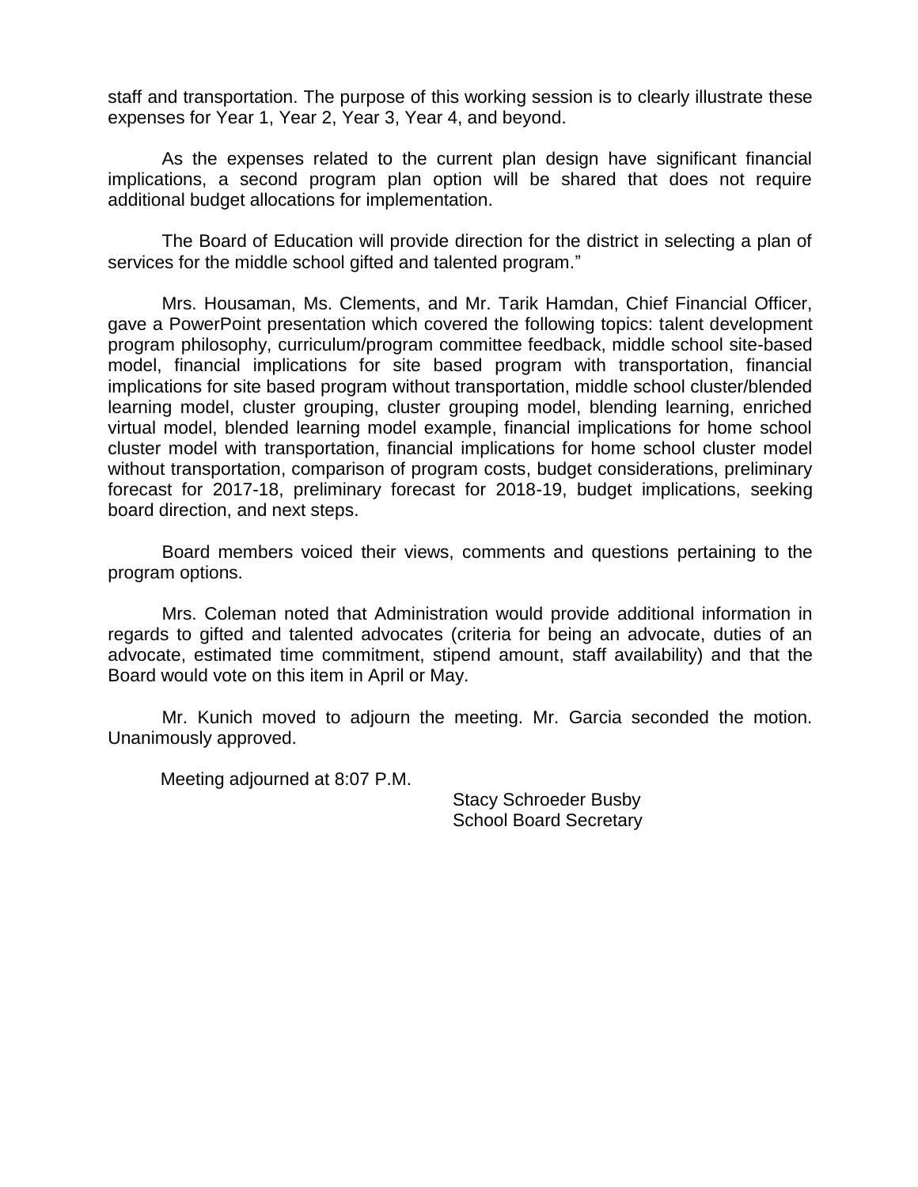staff and transportation. The purpose of this working session is to clearly illustrate these expenses for Year 1, Year 2, Year 3, Year 4, and beyond.

As the expenses related to the current plan design have significant financial implications, a second program plan option will be shared that does not require additional budget allocations for implementation.

The Board of Education will provide direction for the district in selecting a plan of services for the middle school gifted and talented program."

Mrs. Housaman, Ms. Clements, and Mr. Tarik Hamdan, Chief Financial Officer, gave a PowerPoint presentation which covered the following topics: talent development program philosophy, curriculum/program committee feedback, middle school site-based model, financial implications for site based program with transportation, financial implications for site based program without transportation, middle school cluster/blended learning model, cluster grouping, cluster grouping model, blending learning, enriched virtual model, blended learning model example, financial implications for home school cluster model with transportation, financial implications for home school cluster model without transportation, comparison of program costs, budget considerations, preliminary forecast for 2017-18, preliminary forecast for 2018-19, budget implications, seeking board direction, and next steps.

Board members voiced their views, comments and questions pertaining to the program options.

Mrs. Coleman noted that Administration would provide additional information in regards to gifted and talented advocates (criteria for being an advocate, duties of an advocate, estimated time commitment, stipend amount, staff availability) and that the Board would vote on this item in April or May.

Mr. Kunich moved to adjourn the meeting. Mr. Garcia seconded the motion. Unanimously approved.

Meeting adjourned at 8:07 P.M.

Stacy Schroeder Busby
School Board Secretary